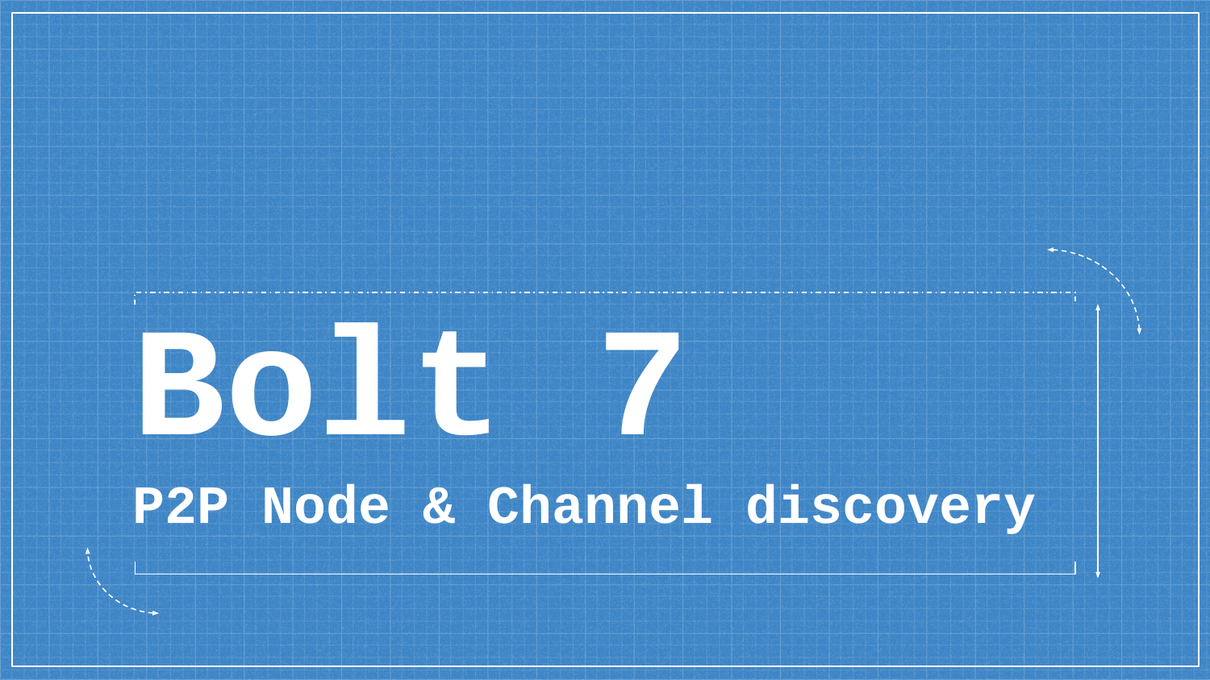# Bolt 7

## P2P Node & Channel discovery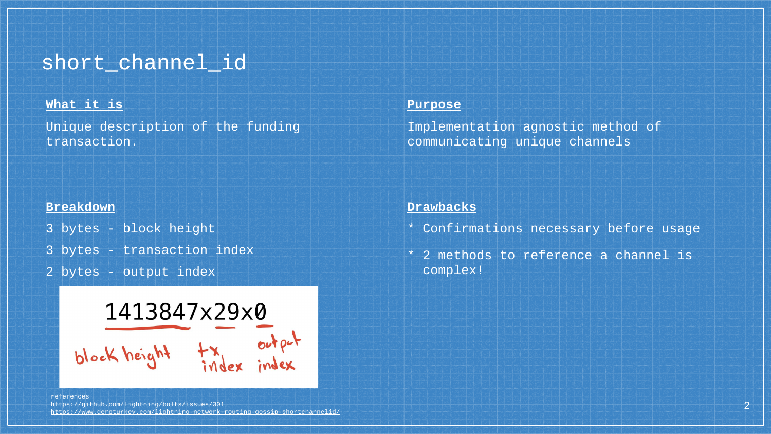# short_channel_id

## What it is

Unique description of the funding transaction.

## Purpose

Implementation agnostic method of communicating unique channels

## Breakdown

3 bytes - block height

3 bytes - transaction index

2 bytes - output index

1413847x29x0

block height — tx index — output index

## Drawbacks

* Confirmations necessary before usage
* 2 methods to reference a channel is complex!

references
https://github.com/lightning/bolts/issues/301
https://www.derpturkey.com/lightning-network-routing-gossip-shortchannelid/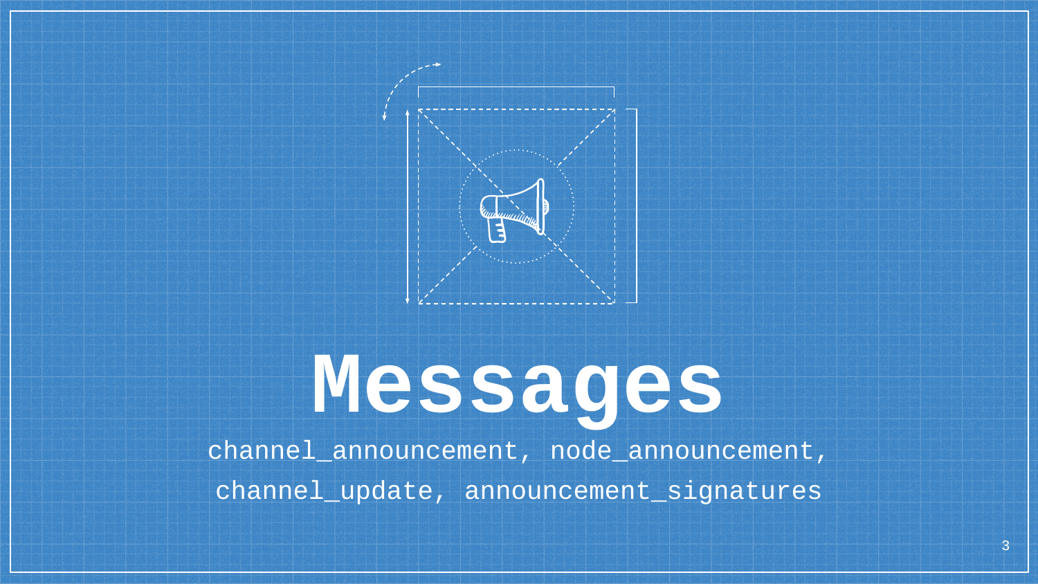# Messages

channel_announcement, node_announcement,
channel_update, announcement_signatures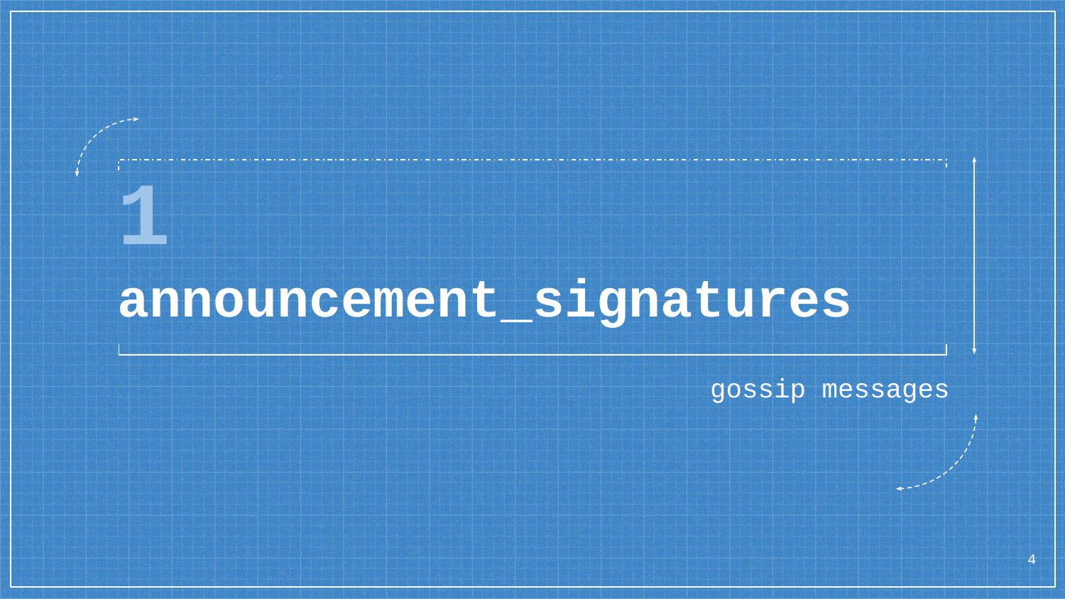# 1 announcement_signatures

gossip messages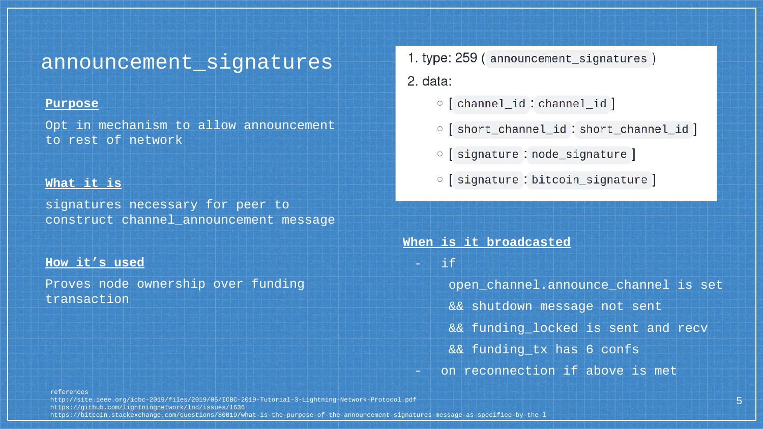# announcement_signatures

**Purpose**

Opt in mechanism to allow announcement to rest of network

**What it is**

signatures necessary for peer to construct channel_announcement message

**How it's used**

Proves node ownership over funding transaction

1. type: 259 ( `announcement_signatures` )
2. data:
   - [ `channel_id` : `channel_id` ]
   - [ `short_channel_id` : `short_channel_id` ]
   - [ `signature` : `node_signature` ]
   - [ `signature` : `bitcoin_signature` ]

**When is it broadcasted**

- if
  open_channel.announce_channel is set
  && shutdown message not sent
  && funding_locked is sent and recv
  && funding_tx has 6 confs
- on reconnection if above is met

references
http://site.ieee.org/icbc-2019/files/2019/05/ICBC-2019-Tutorial-3-Lightning-Network-Protocol.pdf
https://github.com/lightningnetwork/lnd/issues/1636
https://bitcoin.stackexchange.com/questions/80019/what-is-the-purpose-of-the-announcement-signatures-message-as-specified-by-the-l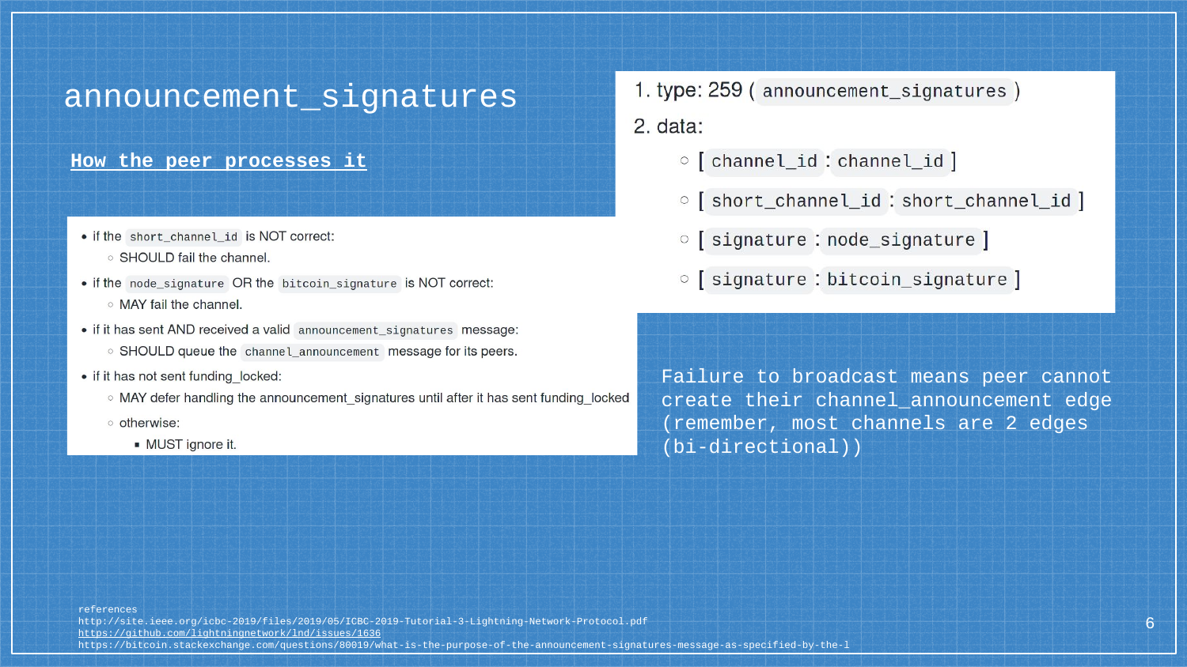# announcement_signatures

## How the peer processes it

1. type: 259 ( `announcement_signatures` )
2. data:
   - [ `channel_id` : `channel_id` ]
   - [ `short_channel_id` : `short_channel_id` ]
   - [ `signature` : `node_signature` ]
   - [ `signature` : `bitcoin_signature` ]

- if the `short_channel_id` is NOT correct:
  - SHOULD fail the channel.
- if the `node_signature` OR the `bitcoin_signature` is NOT correct:
  - MAY fail the channel.
- if it has sent AND received a valid `announcement_signatures` message:
  - SHOULD queue the `channel_announcement` message for its peers.
- if it has not sent funding_locked:
  - MAY defer handling the announcement_signatures until after it has sent funding_locked
  - otherwise:
    - MUST ignore it.

Failure to broadcast means peer cannot create their channel_announcement edge (remember, most channels are 2 edges (bi-directional))

references
http://site.ieee.org/icbc-2019/files/2019/05/ICBC-2019-Tutorial-3-Lightning-Network-Protocol.pdf
https://github.com/lightningnetwork/lnd/issues/1636
https://bitcoin.stackexchange.com/questions/80019/what-is-the-purpose-of-the-announcement-signatures-message-as-specified-by-the-l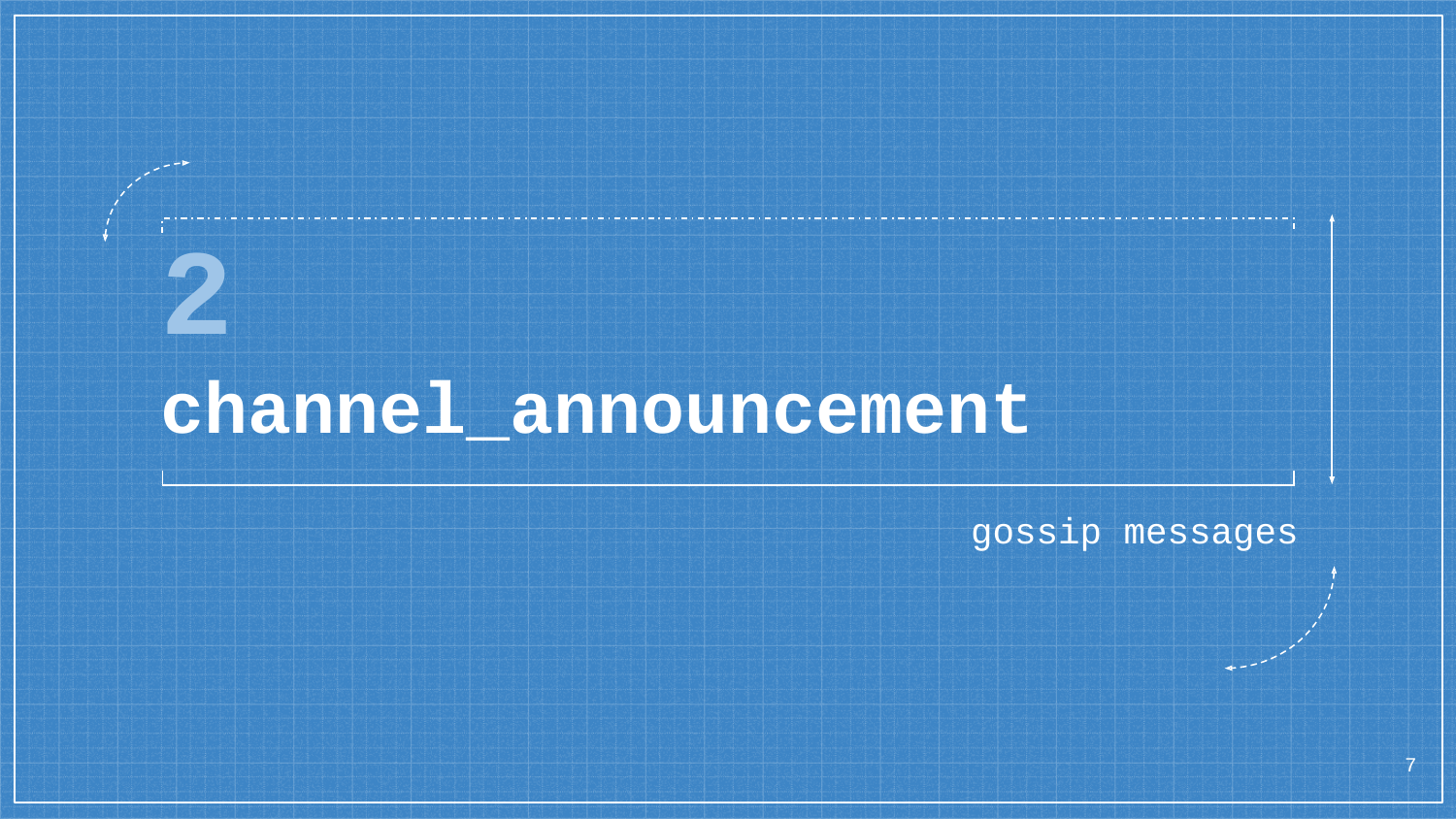# 2

# channel_announcement

gossip messages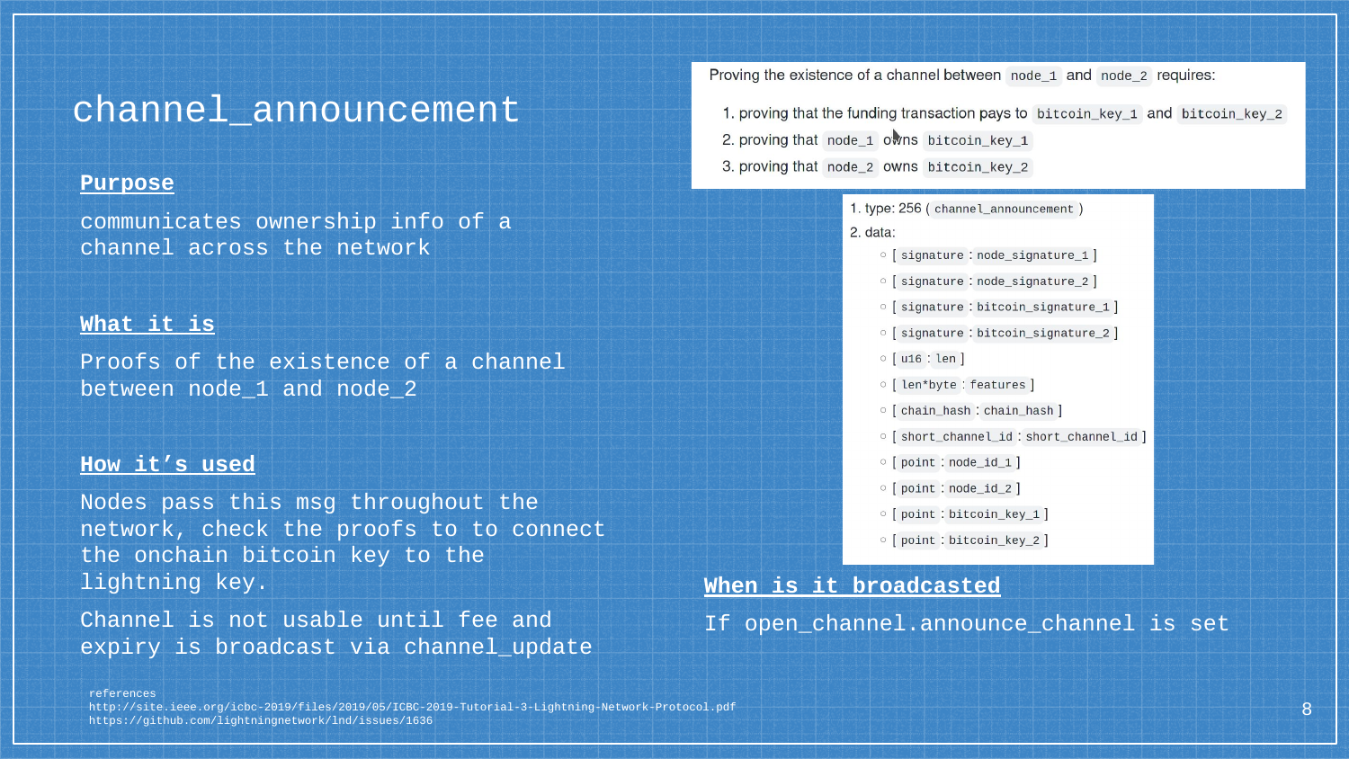# channel_announcement

**Purpose**

communicates ownership info of a channel across the network

**What it is**

Proofs of the existence of a channel between node_1 and node_2

**How it's used**

Nodes pass this msg throughout the network, check the proofs to to connect the onchain bitcoin key to the lightning key.

Channel is not usable until fee and expiry is broadcast via channel_update

Proving the existence of a channel between `node_1` and `node_2` requires:

1. proving that the funding transaction pays to `bitcoin_key_1` and `bitcoin_key_2`
2. proving that `node_1` owns `bitcoin_key_1`
3. proving that `node_2` owns `bitcoin_key_2`

1. type: 256 ( `channel_announcement` )
2. data:
   - [ `signature` : `node_signature_1` ]
   - [ `signature` : `node_signature_2` ]
   - [ `signature` : `bitcoin_signature_1` ]
   - [ `signature` : `bitcoin_signature_2` ]
   - [ `u16` : `len` ]
   - [ `len*byte` : `features` ]
   - [ `chain_hash` : `chain_hash` ]
   - [ `short_channel_id` : `short_channel_id` ]
   - [ `point` : `node_id_1` ]
   - [ `point` : `node_id_2` ]
   - [ `point` : `bitcoin_key_1` ]
   - [ `point` : `bitcoin_key_2` ]

**When is it broadcasted**

If open_channel.announce_channel is set

references
http://site.ieee.org/icbc-2019/files/2019/05/ICBC-2019-Tutorial-3-Lightning-Network-Protocol.pdf
https://github.com/lightningnetwork/lnd/issues/1636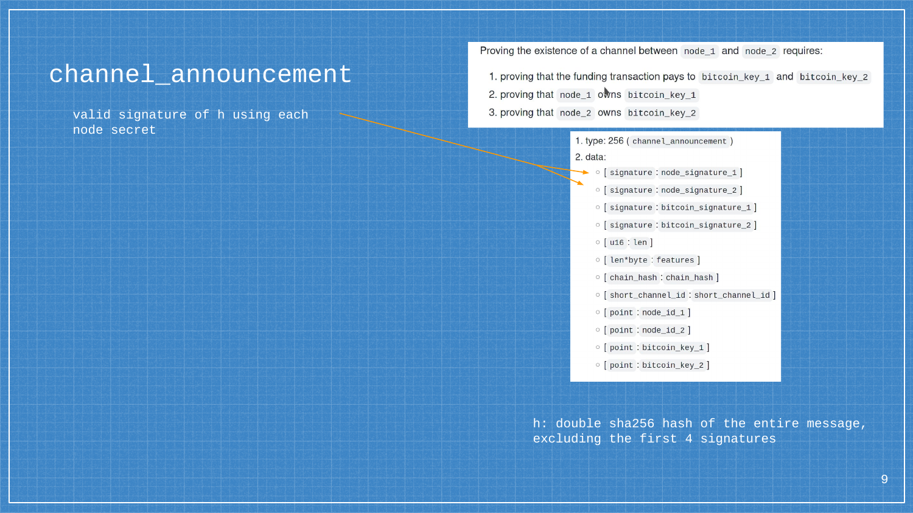# channel_announcement

valid signature of h using each node secret

Proving the existence of a channel between `node_1` and `node_2` requires:

1. proving that the funding transaction pays to `bitcoin_key_1` and `bitcoin_key_2`
2. proving that `node_1` owns `bitcoin_key_1`
3. proving that `node_2` owns `bitcoin_key_2`

1. type: 256 (`channel_announcement`)
2. data:
   - [`signature`:`node_signature_1`]
   - [`signature`:`node_signature_2`]
   - [`signature`:`bitcoin_signature_1`]
   - [`signature`:`bitcoin_signature_2`]
   - [`u16`:`len`]
   - [`len*byte`:`features`]
   - [`chain_hash`:`chain_hash`]
   - [`short_channel_id`:`short_channel_id`]
   - [`point`:`node_id_1`]
   - [`point`:`node_id_2`]
   - [`point`:`bitcoin_key_1`]
   - [`point`:`bitcoin_key_2`]

h: double sha256 hash of the entire message, excluding the first 4 signatures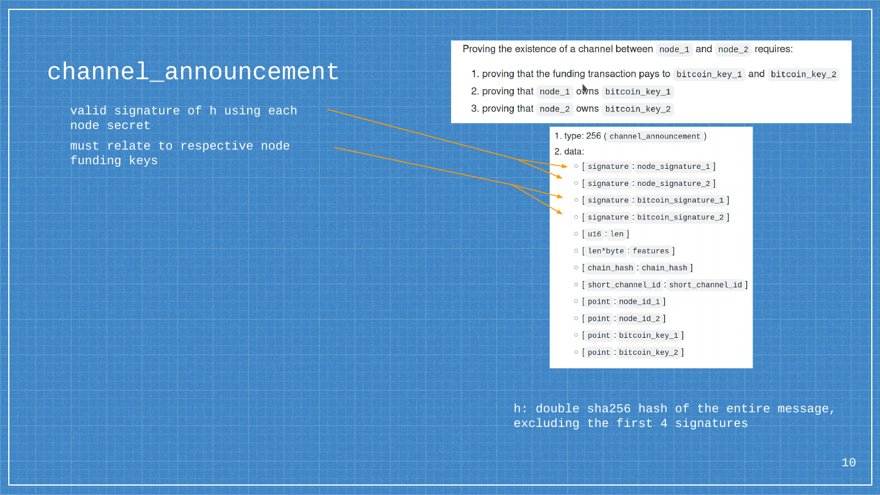# channel_announcement

valid signature of h using each node secret

must relate to respective node funding keys

Proving the existence of a channel between `node_1` and `node_2` requires:

1. proving that the funding transaction pays to `bitcoin_key_1` and `bitcoin_key_2`
2. proving that `node_1` owns `bitcoin_key_1`
3. proving that `node_2` owns `bitcoin_key_2`

1. type: 256 ( `channel_announcement` )
2. data:
   - [ `signature` : `node_signature_1` ]
   - [ `signature` : `node_signature_2` ]
   - [ `signature` : `bitcoin_signature_1` ]
   - [ `signature` : `bitcoin_signature_2` ]
   - [ `u16` : `len` ]
   - [ `len*byte` : `features` ]
   - [ `chain_hash` : `chain_hash` ]
   - [ `short_channel_id` : `short_channel_id` ]
   - [ `point` : `node_id_1` ]
   - [ `point` : `node_id_2` ]
   - [ `point` : `bitcoin_key_1` ]
   - [ `point` : `bitcoin_key_2` ]

h: double sha256 hash of the entire message, excluding the first 4 signatures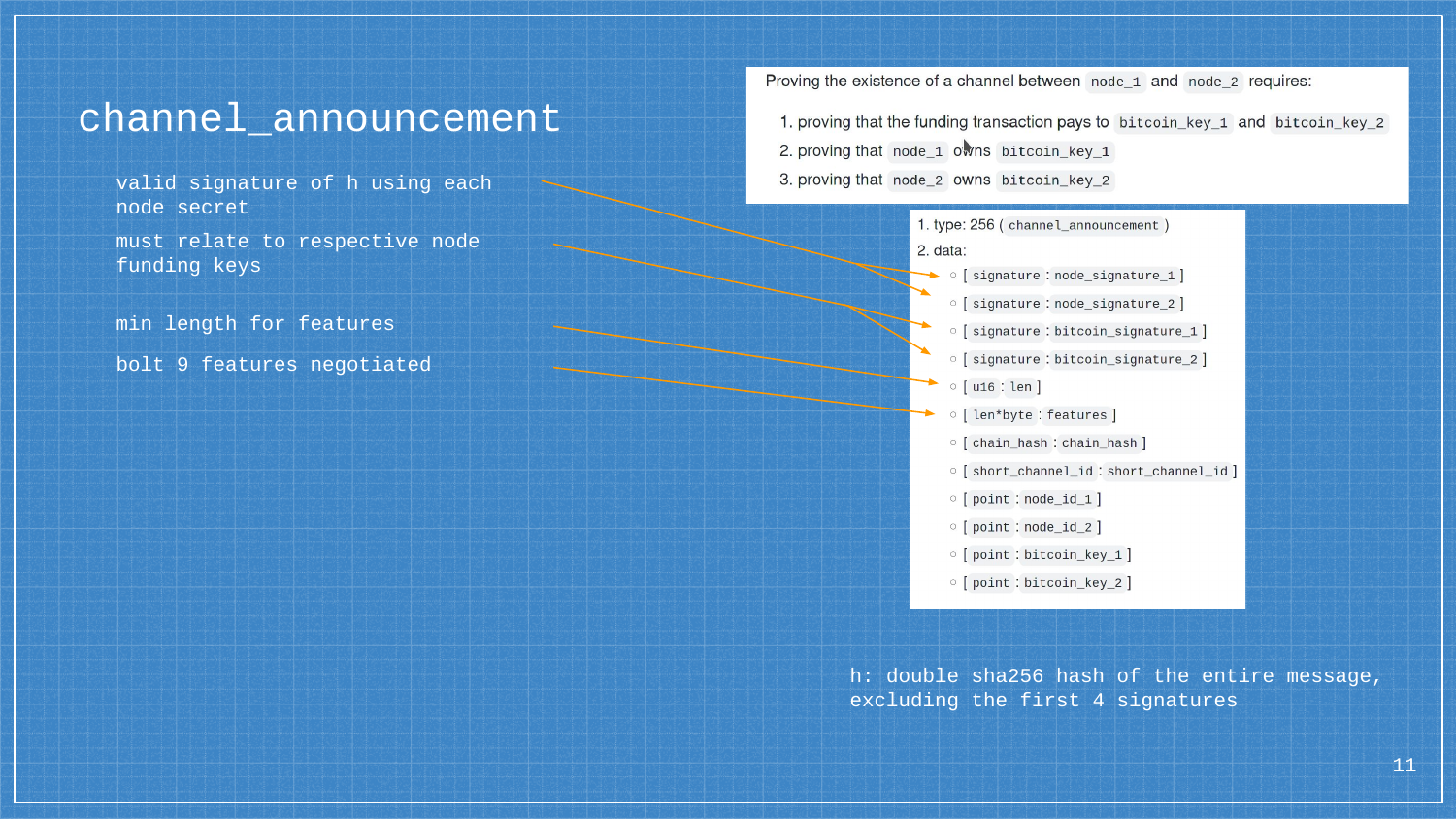# channel_announcement

valid signature of h using each node secret

must relate to respective node funding keys

min length for features

bolt 9 features negotiated

Proving the existence of a channel between `node_1` and `node_2` requires:

1. proving that the funding transaction pays to `bitcoin_key_1` and `bitcoin_key_2`
2. proving that `node_1` owns `bitcoin_key_1`
3. proving that `node_2` owns `bitcoin_key_2`

1. type: 256 ( `channel_announcement` )
2. data:
   - [ `signature` : `node_signature_1` ]
   - [ `signature` : `node_signature_2` ]
   - [ `signature` : `bitcoin_signature_1` ]
   - [ `signature` : `bitcoin_signature_2` ]
   - [ `u16` : `len` ]
   - [ `len*byte` : `features` ]
   - [ `chain_hash` : `chain_hash` ]
   - [ `short_channel_id` : `short_channel_id` ]
   - [ `point` : `node_id_1` ]
   - [ `point` : `node_id_2` ]
   - [ `point` : `bitcoin_key_1` ]
   - [ `point` : `bitcoin_key_2` ]

h: double sha256 hash of the entire message, excluding the first 4 signatures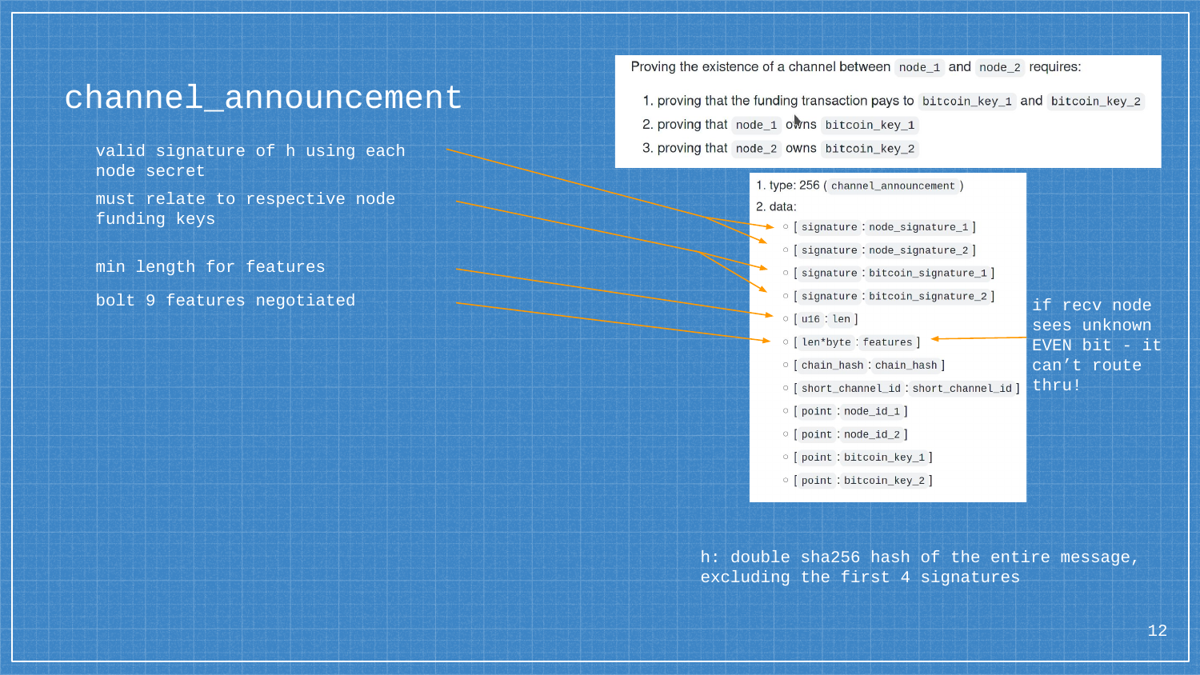# channel_announcement

valid signature of h using each node secret

must relate to respective node funding keys

min length for features

bolt 9 features negotiated

Proving the existence of a channel between `node_1` and `node_2` requires:

1. proving that the funding transaction pays to `bitcoin_key_1` and `bitcoin_key_2`
2. proving that `node_1` owns `bitcoin_key_1`
3. proving that `node_2` owns `bitcoin_key_2`

1. type: 256 ( `channel_announcement` )
2. data:
   - [ `signature` : `node_signature_1` ]
   - [ `signature` : `node_signature_2` ]
   - [ `signature` : `bitcoin_signature_1` ]
   - [ `signature` : `bitcoin_signature_2` ]
   - [ `u16` : `len` ]
   - [ `len*byte` : `features` ]
   - [ `chain_hash` : `chain_hash` ]
   - [ `short_channel_id` : `short_channel_id` ]
   - [ `point` : `node_id_1` ]
   - [ `point` : `node_id_2` ]
   - [ `point` : `bitcoin_key_1` ]
   - [ `point` : `bitcoin_key_2` ]

if recv node sees unknown EVEN bit - it can't route thru!

h: double sha256 hash of the entire message, excluding the first 4 signatures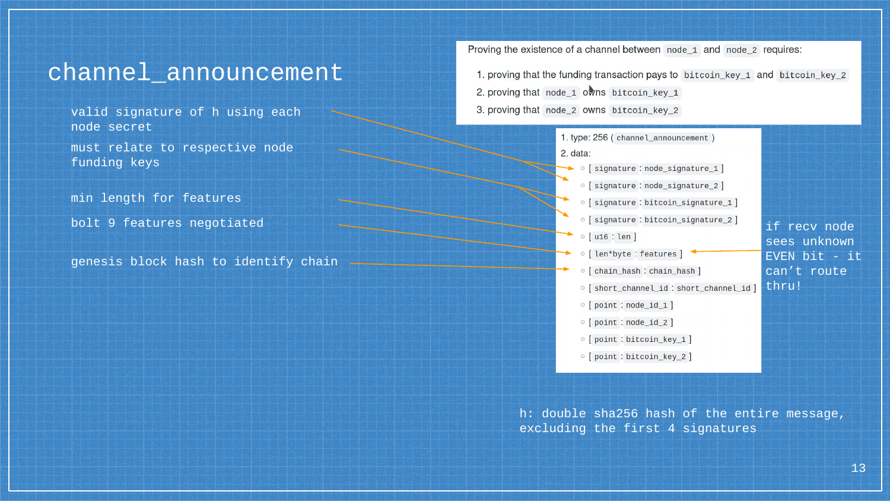# channel_announcement

valid signature of h using each node secret

must relate to respective node funding keys

min length for features

bolt 9 features negotiated

genesis block hash to identify chain

Proving the existence of a channel between `node_1` and `node_2` requires:

1. proving that the funding transaction pays to `bitcoin_key_1` and `bitcoin_key_2`
2. proving that `node_1` owns `bitcoin_key_1`
3. proving that `node_2` owns `bitcoin_key_2`

1. type: 256 ( `channel_announcement` )
2. data:
   - [ `signature` : `node_signature_1` ]
   - [ `signature` : `node_signature_2` ]
   - [ `signature` : `bitcoin_signature_1` ]
   - [ `signature` : `bitcoin_signature_2` ]
   - [ `u16` : `len` ]
   - [ `len*byte` : `features` ]
   - [ `chain_hash` : `chain_hash` ]
   - [ `short_channel_id` : `short_channel_id` ]
   - [ `point` : `node_id_1` ]
   - [ `point` : `node_id_2` ]
   - [ `point` : `bitcoin_key_1` ]
   - [ `point` : `bitcoin_key_2` ]

if recv node sees unknown EVEN bit - it can't route thru!

h: double sha256 hash of the entire message, excluding the first 4 signatures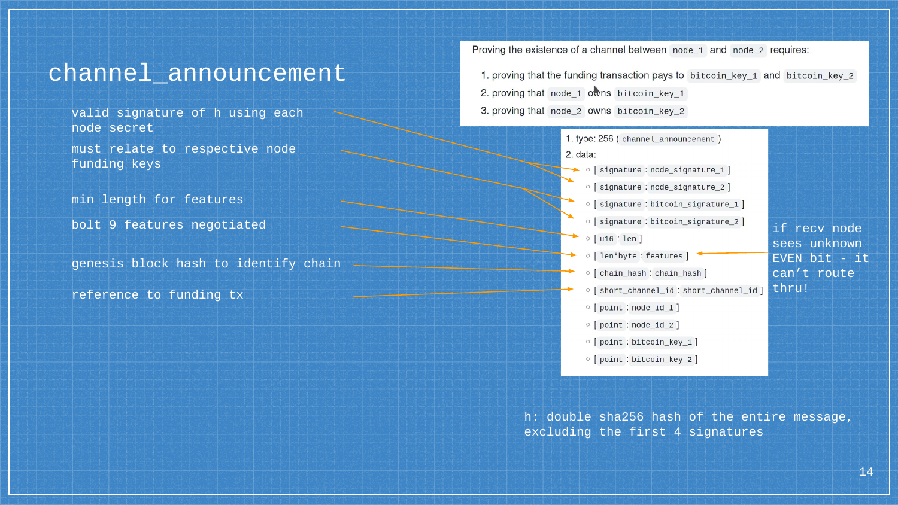# channel_announcement

valid signature of h using each node secret

must relate to respective node funding keys

min length for features

bolt 9 features negotiated

genesis block hash to identify chain

reference to funding tx

Proving the existence of a channel between `node_1` and `node_2` requires:

1. proving that the funding transaction pays to `bitcoin_key_1` and `bitcoin_key_2`
2. proving that `node_1` owns `bitcoin_key_1`
3. proving that `node_2` owns `bitcoin_key_2`

1. type: 256 ( `channel_announcement` )
2. data:
   - [ `signature` : `node_signature_1` ]
   - [ `signature` : `node_signature_2` ]
   - [ `signature` : `bitcoin_signature_1` ]
   - [ `signature` : `bitcoin_signature_2` ]
   - [ `u16` : `len` ]
   - [ `len*byte` : `features` ]
   - [ `chain_hash` : `chain_hash` ]
   - [ `short_channel_id` : `short_channel_id` ]
   - [ `point` : `node_id_1` ]
   - [ `point` : `node_id_2` ]
   - [ `point` : `bitcoin_key_1` ]
   - [ `point` : `bitcoin_key_2` ]

if recv node sees unknown EVEN bit - it can't route thru!

h: double sha256 hash of the entire message, excluding the first 4 signatures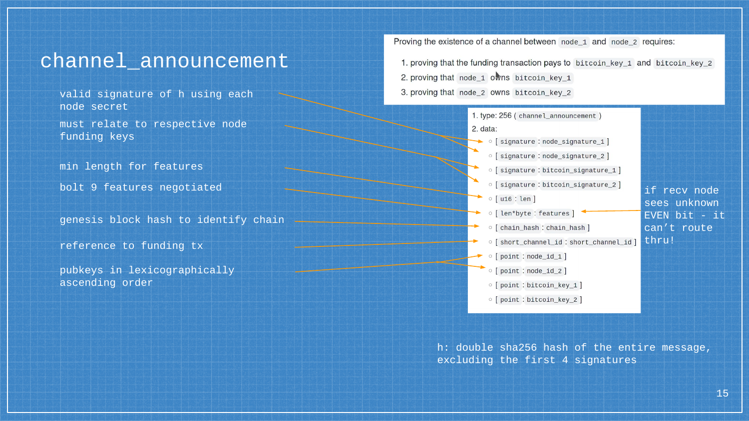# channel_announcement

valid signature of h using each node secret

must relate to respective node funding keys

min length for features

bolt 9 features negotiated

genesis block hash to identify chain

reference to funding tx

pubkeys in lexicographically ascending order

Proving the existence of a channel between `node_1` and `node_2` requires:

1. proving that the funding transaction pays to `bitcoin_key_1` and `bitcoin_key_2`
2. proving that `node_1` owns `bitcoin_key_1`
3. proving that `node_2` owns `bitcoin_key_2`

1. type: 256 ( `channel_announcement` )
2. data:
   - [ `signature` : `node_signature_1` ]
   - [ `signature` : `node_signature_2` ]
   - [ `signature` : `bitcoin_signature_1` ]
   - [ `signature` : `bitcoin_signature_2` ]
   - [ `u16` : `len` ]
   - [ `len*byte` : `features` ]
   - [ `chain_hash` : `chain_hash` ]
   - [ `short_channel_id` : `short_channel_id` ]
   - [ `point` : `node_id_1` ]
   - [ `point` : `node_id_2` ]
   - [ `point` : `bitcoin_key_1` ]
   - [ `point` : `bitcoin_key_2` ]

if recv node sees unknown EVEN bit - it can't route thru!

h: double sha256 hash of the entire message, excluding the first 4 signatures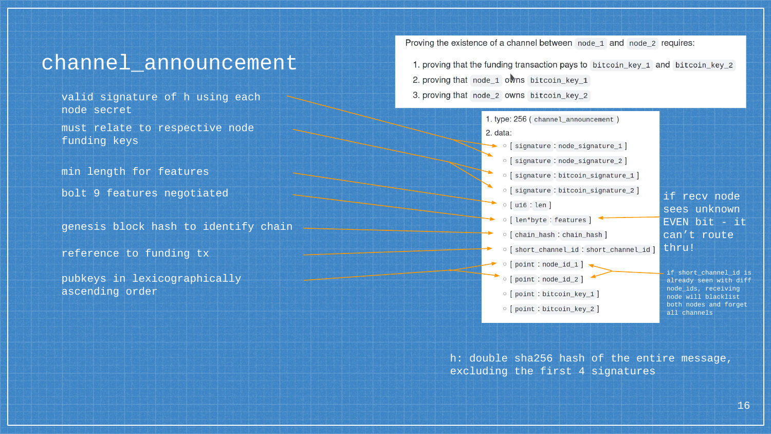# channel_announcement

valid signature of h using each node secret

must relate to respective node funding keys

min length for features

bolt 9 features negotiated

genesis block hash to identify chain

reference to funding tx

pubkeys in lexicographically ascending order

Proving the existence of a channel between `node_1` and `node_2` requires:

1. proving that the funding transaction pays to `bitcoin_key_1` and `bitcoin_key_2`
2. proving that `node_1` owns `bitcoin_key_1`
3. proving that `node_2` owns `bitcoin_key_2`

1. type: 256 ( `channel_announcement` )
2. data:
   - [ `signature` : `node_signature_1` ]
   - [ `signature` : `node_signature_2` ]
   - [ `signature` : `bitcoin_signature_1` ]
   - [ `signature` : `bitcoin_signature_2` ]
   - [ `u16` : `len` ]
   - [ `len*byte` : `features` ]
   - [ `chain_hash` : `chain_hash` ]
   - [ `short_channel_id` : `short_channel_id` ]
   - [ `point` : `node_id_1` ]
   - [ `point` : `node_id_2` ]
   - [ `point` : `bitcoin_key_1` ]
   - [ `point` : `bitcoin_key_2` ]

if recv node sees unknown EVEN bit - it can't route thru!

if short_channel_id is already seen with diff node_ids, receiving node will blacklist both nodes and forget all channels

h: double sha256 hash of the entire message, excluding the first 4 signatures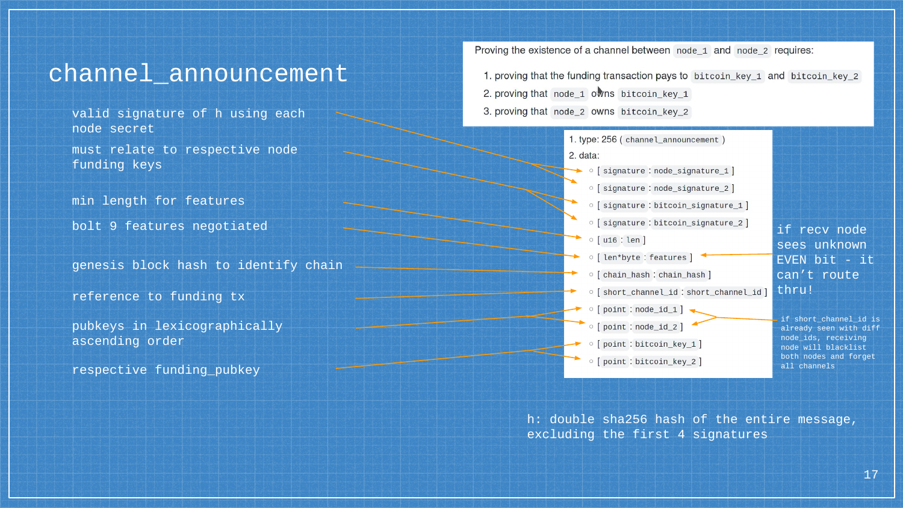# channel_announcement

Proving the existence of a channel between `node_1` and `node_2` requires:

1. proving that the funding transaction pays to `bitcoin_key_1` and `bitcoin_key_2`
2. proving that `node_1` owns `bitcoin_key_1`
3. proving that `node_2` owns `bitcoin_key_2`

1. type: 256 ( `channel_announcement` )
2. data:
   - [ `signature` : `node_signature_1` ]
   - [ `signature` : `node_signature_2` ]
   - [ `signature` : `bitcoin_signature_1` ]
   - [ `signature` : `bitcoin_signature_2` ]
   - [ `u16` : `len` ]
   - [ `len*byte` : `features` ]
   - [ `chain_hash` : `chain_hash` ]
   - [ `short_channel_id` : `short_channel_id` ]
   - [ `point` : `node_id_1` ]
   - [ `point` : `node_id_2` ]
   - [ `point` : `bitcoin_key_1` ]
   - [ `point` : `bitcoin_key_2` ]

Annotations:

- `node_signature_1`, `node_signature_2`: valid signature of h using each node secret
- `bitcoin_signature_1`, `bitcoin_signature_2`: must relate to respective node funding keys
- `len`: min length for features
- `features`: bolt 9 features negotiated
  - if recv node sees unknown EVEN bit - it can't route thru!
- `chain_hash`: genesis block hash to identify chain
- `short_channel_id`: reference to funding tx
- `node_id_1`, `node_id_2`: pubkeys in lexicographically ascending order
  - if short_channel_id is already seen with diff node_ids, receiving node will blacklist both nodes and forget all channels
- `bitcoin_key_1`, `bitcoin_key_2`: respective funding_pubkey

h: double sha256 hash of the entire message, excluding the first 4 signatures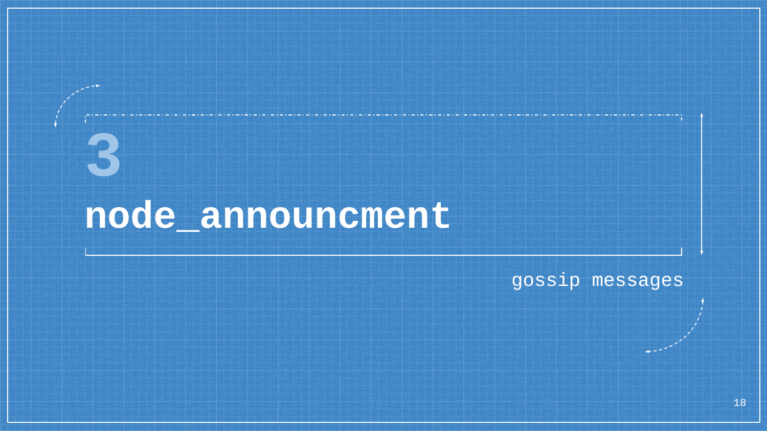# 3

# node_announcment

gossip messages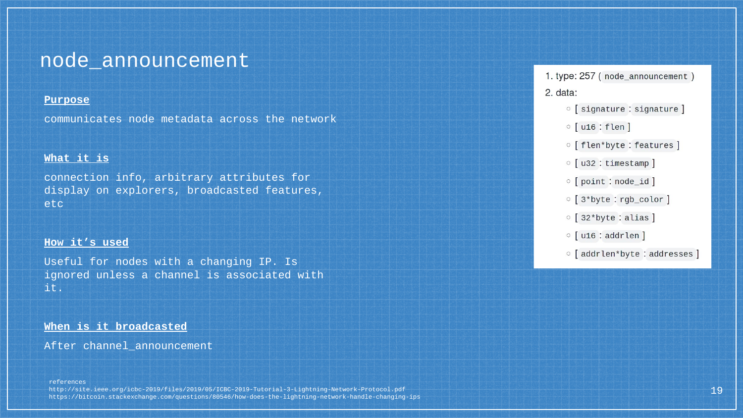# node_announcement

**Purpose**

communicates node metadata across the network

**What it is**

connection info, arbitrary attributes for display on explorers, broadcasted features, etc

**How it's used**

Useful for nodes with a changing IP. Is ignored unless a channel is associated with it.

**When is it broadcasted**

After channel_announcement

1. type: 257 ( `node_announcement` )
2. data:
   - [ `signature` : `signature` ]
   - [ `u16` : `flen` ]
   - [ `flen*byte` : `features` ]
   - [ `u32` : `timestamp` ]
   - [ `point` : `node_id` ]
   - [ `3*byte` : `rgb_color` ]
   - [ `32*byte` : `alias` ]
   - [ `u16` : `addrlen` ]
   - [ `addrlen*byte` : `addresses` ]

references
http://site.ieee.org/icbc-2019/files/2019/05/ICBC-2019-Tutorial-3-Lightning-Network-Protocol.pdf
https://bitcoin.stackexchange.com/questions/80546/how-does-the-lightning-network-handle-changing-ips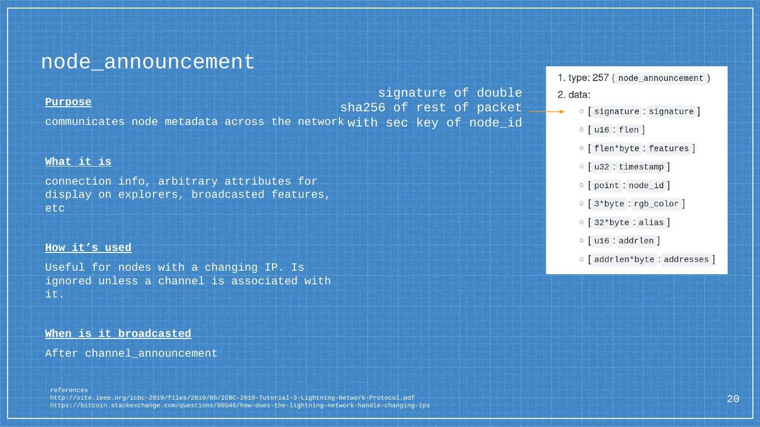# node_announcement

**Purpose**

communicates node metadata across the network

**What it is**

connection info, arbitrary attributes for display on explorers, broadcasted features, etc

**How it's used**

Useful for nodes with a changing IP. Is ignored unless a channel is associated with it.

**When is it broadcasted**

After channel_announcement

signature of double sha256 of rest of packet with sec key of node_id →

1. type: 257 ( `node_announcement` )
2. data:
   - [ `signature` : `signature` ]
   - [ `u16` : `flen` ]
   - [ `flen*byte` : `features` ]
   - [ `u32` : `timestamp` ]
   - [ `point` : `node_id` ]
   - [ `3*byte` : `rgb_color` ]
   - [ `32*byte` : `alias` ]
   - [ `u16` : `addrlen` ]
   - [ `addrlen*byte` : `addresses` ]

references
http://site.ieee.org/icbc-2019/files/2019/05/ICBC-2019-Tutorial-3-Lightning-Network-Protocol.pdf
https://bitcoin.stackexchange.com/questions/80546/how-does-the-lightning-network-handle-changing-ips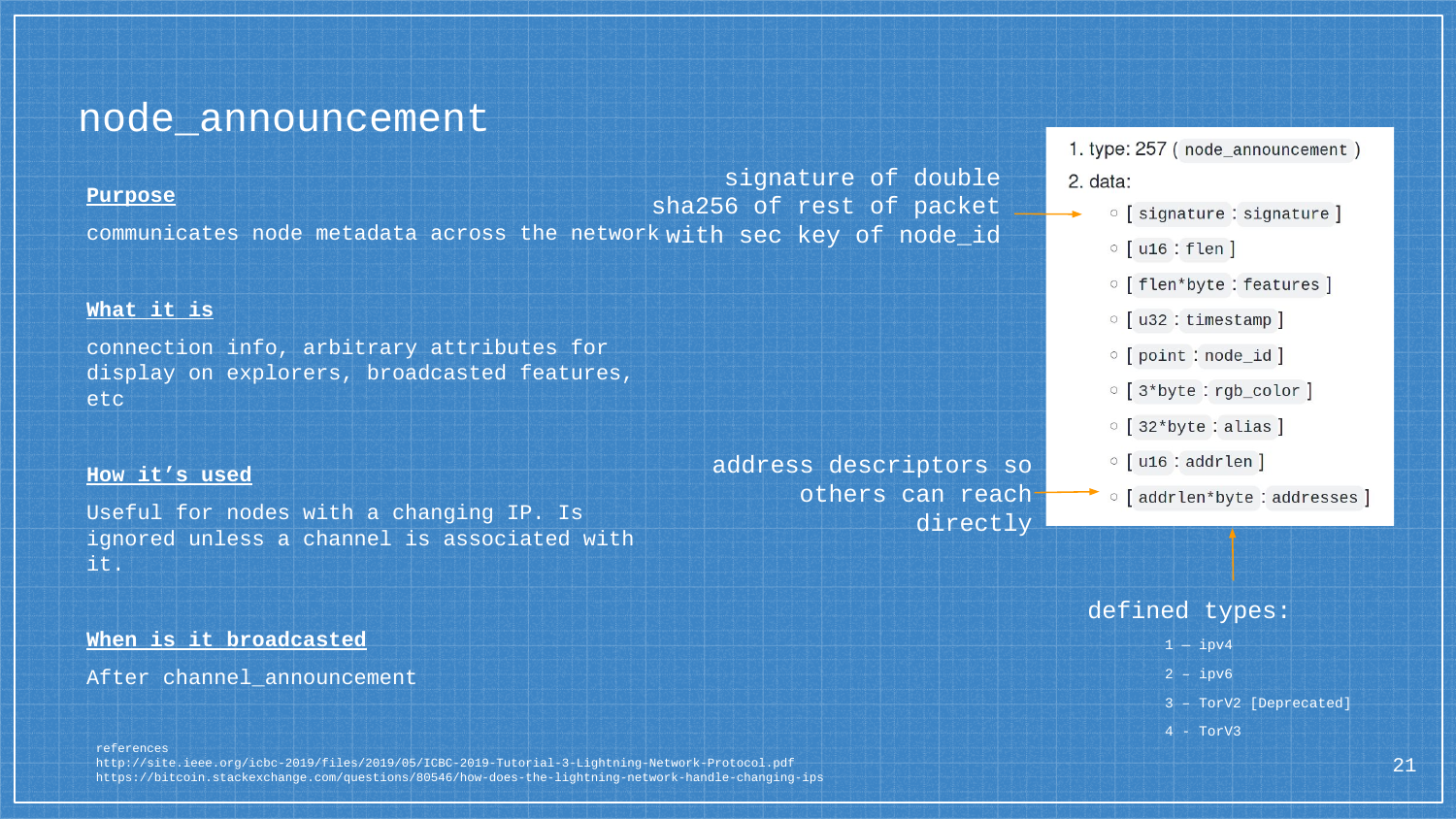# node_announcement

**Purpose**

communicates node metadata across the network

**What it is**

connection info, arbitrary attributes for display on explorers, broadcasted features, etc

**How it's used**

Useful for nodes with a changing IP. Is ignored unless a channel is associated with it.

**When is it broadcasted**

After channel_announcement

1. type: 257 ( `node_announcement` )
2. data:
   - [ `signature` : `signature` ] — signature of double sha256 of rest of packet with sec key of node_id
   - [ `u16` : `flen` ]
   - [ `flen*byte` : `features` ]
   - [ `u32` : `timestamp` ]
   - [ `point` : `node_id` ]
   - [ `3*byte` : `rgb_color` ]
   - [ `32*byte` : `alias` ]
   - [ `u16` : `addrlen` ]
   - [ `addrlen*byte` : `addresses` ] — address descriptors so others can reach directly

defined types:

1 – ipv4
2 – ipv6
3 – TorV2 [Deprecated]
4 - TorV3

references
http://site.ieee.org/icbc-2019/files/2019/05/ICBC-2019-Tutorial-3-Lightning-Network-Protocol.pdf
https://bitcoin.stackexchange.com/questions/80546/how-does-the-lightning-network-handle-changing-ips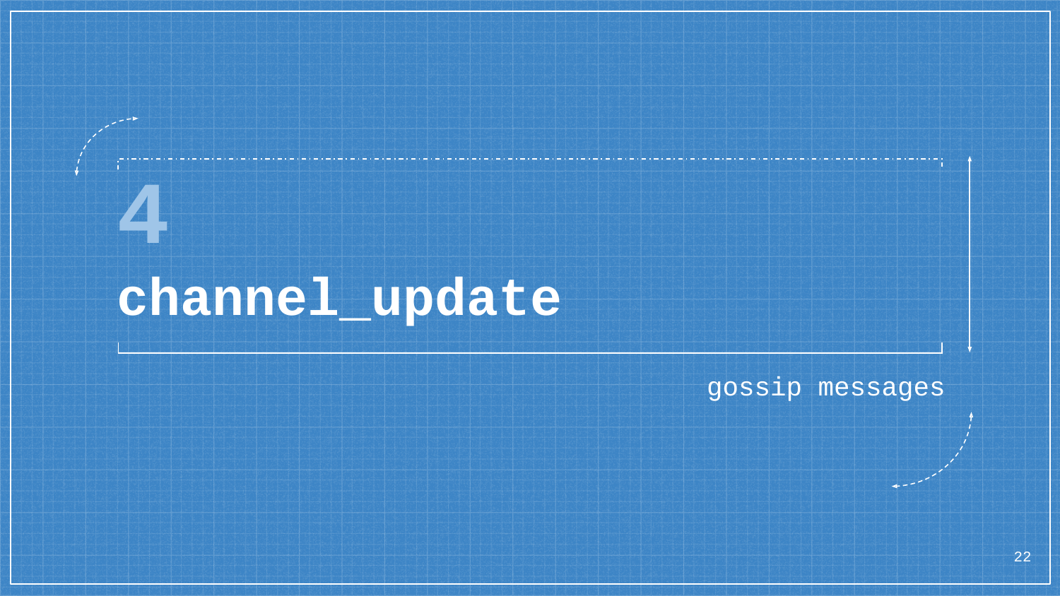4

# channel_update

gossip messages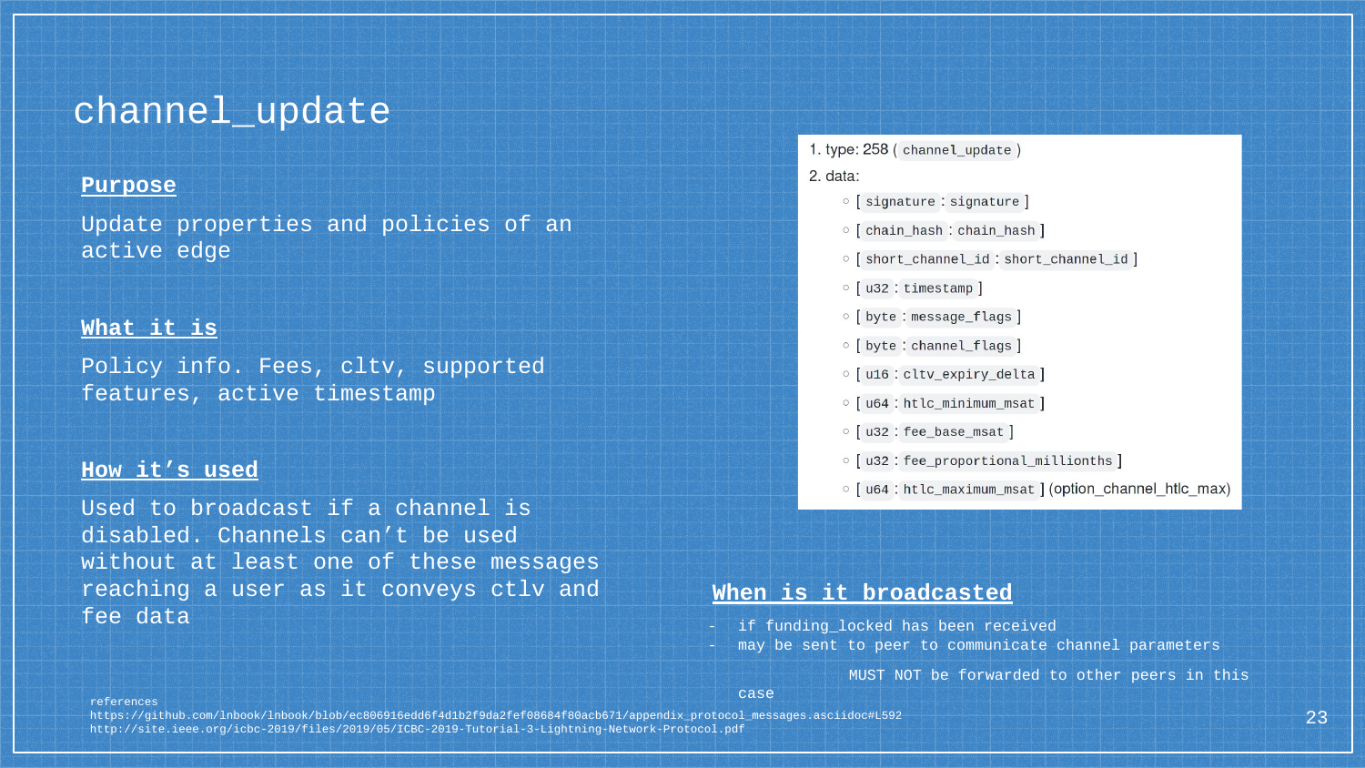# channel_update

**Purpose**

Update properties and policies of an active edge

**What it is**

Policy info. Fees, cltv, supported features, active timestamp

**How it's used**

Used to broadcast if a channel is disabled. Channels can't be used without at least one of these messages reaching a user as it conveys ctlv and fee data

1. type: 258 ( `channel_update` )
2. data:
   - [ `signature` : `signature` ]
   - [ `chain_hash` : `chain_hash` ]
   - [ `short_channel_id` : `short_channel_id` ]
   - [ `u32` : `timestamp` ]
   - [ `byte` : `message_flags` ]
   - [ `byte` : `channel_flags` ]
   - [ `u16` : `cltv_expiry_delta` ]
   - [ `u64` : `htlc_minimum_msat` ]
   - [ `u32` : `fee_base_msat` ]
   - [ `u32` : `fee_proportional_millionths` ]
   - [ `u64` : `htlc_maximum_msat` ] (option_channel_htlc_max)

**When is it broadcasted**

- if funding_locked has been received
- may be sent to peer to communicate channel parameters

  MUST NOT be forwarded to other peers in this case

references
https://github.com/lnbook/lnbook/blob/ec806916edd6f4d1b2f9da2fef08684f80acb671/appendix_protocol_messages.asciidoc#L592
http://site.ieee.org/icbc-2019/files/2019/05/ICBC-2019-Tutorial-3-Lightning-Network-Protocol.pdf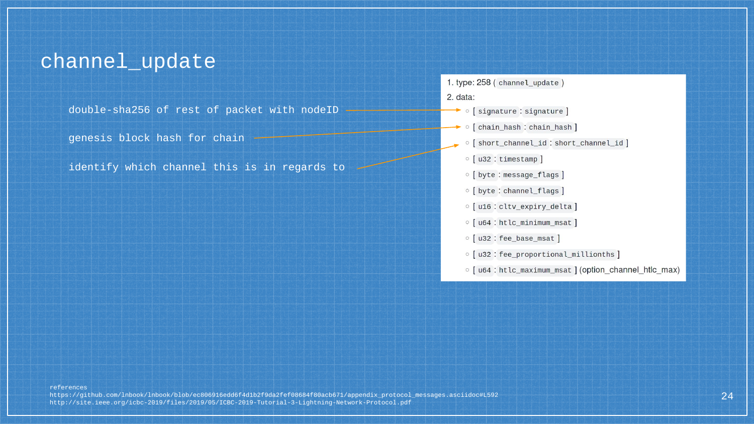# channel_update

- double-sha256 of rest of packet with nodeID → signature
- genesis block hash for chain → chain_hash
- identify which channel this is in regards to → short_channel_id

1. type: 258 ( `channel_update` )
2. data:
   - [ `signature` : `signature` ]
   - [ `chain_hash` : `chain_hash` ]
   - [ `short_channel_id` : `short_channel_id` ]
   - [ `u32` : `timestamp` ]
   - [ `byte` : `message_flags` ]
   - [ `byte` : `channel_flags` ]
   - [ `u16` : `cltv_expiry_delta` ]
   - [ `u64` : `htlc_minimum_msat` ]
   - [ `u32` : `fee_base_msat` ]
   - [ `u32` : `fee_proportional_millionths` ]
   - [ `u64` : `htlc_maximum_msat` ] (option_channel_htlc_max)

references
https://github.com/lnbook/lnbook/blob/ec806916edd6f4d1b2f9da2fef08684f80acb671/appendix_protocol_messages.asciidoc#L592
http://site.ieee.org/icbc-2019/files/2019/05/ICBC-2019-Tutorial-3-Lightning-Network-Protocol.pdf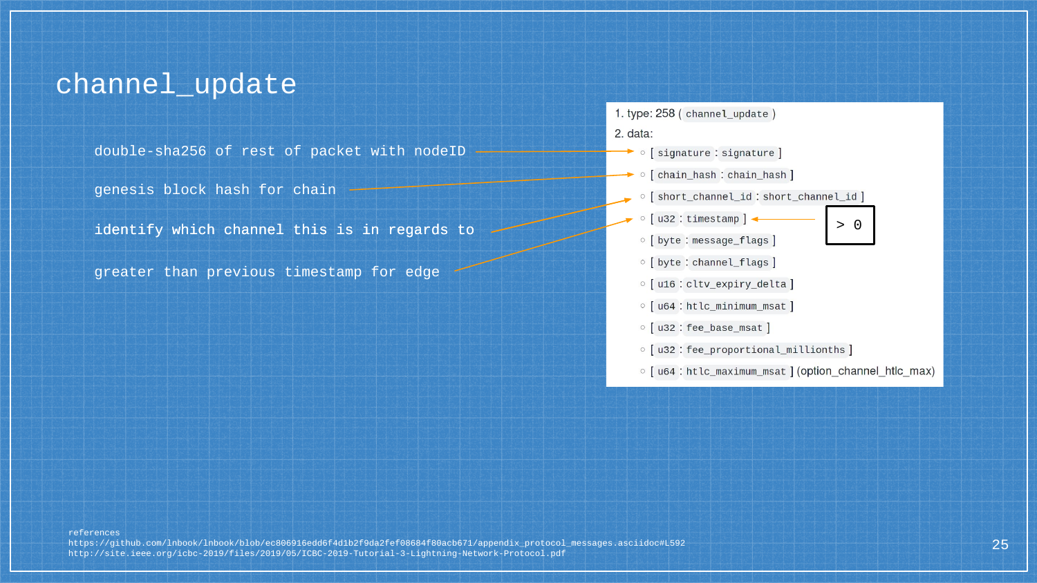# channel_update

- double-sha256 of rest of packet with nodeID → signature
- genesis block hash for chain → chain_hash
- identify which channel this is in regards to → short_channel_id
- greater than previous timestamp for edge → timestamp

1. type: 258 ( `channel_update` )
2. data:
   - [ `signature` : `signature` ]
   - [ `chain_hash` : `chain_hash` ]
   - [ `short_channel_id` : `short_channel_id` ]
   - [ `u32` : `timestamp` ] ← `> 0`
   - [ `byte` : `message_flags` ]
   - [ `byte` : `channel_flags` ]
   - [ `u16` : `cltv_expiry_delta` ]
   - [ `u64` : `htlc_minimum_msat` ]
   - [ `u32` : `fee_base_msat` ]
   - [ `u32` : `fee_proportional_millionths` ]
   - [ `u64` : `htlc_maximum_msat` ] (option_channel_htlc_max)

references
https://github.com/lnbook/lnbook/blob/ec806916edd6f4d1b2f9da2fef08684f80acb671/appendix_protocol_messages.asciidoc#L592
http://site.ieee.org/icbc-2019/files/2019/05/ICBC-2019-Tutorial-3-Lightning-Network-Protocol.pdf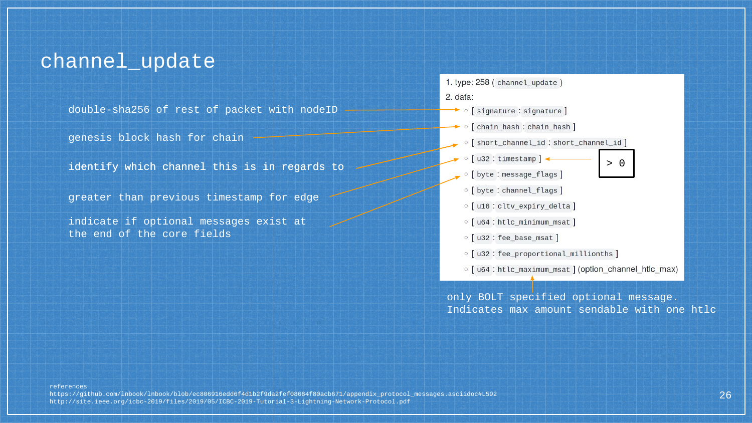# channel_update

- double-sha256 of rest of packet with nodeID → signature
- genesis block hash for chain → chain_hash
- identify which channel this is in regards to → short_channel_id
- greater than previous timestamp for edge → timestamp
- indicate if optional messages exist at the end of the core fields → message_flags

1. type: 258 ( `channel_update` )
2. data:
   - [ `signature` : `signature` ]
   - [ `chain_hash` : `chain_hash` ]
   - [ `short_channel_id` : `short_channel_id` ]
   - [ `u32` : `timestamp` ] ← > 0
   - [ `byte` : `message_flags` ]
   - [ `byte` : `channel_flags` ]
   - [ `u16` : `cltv_expiry_delta` ]
   - [ `u64` : `htlc_minimum_msat` ]
   - [ `u32` : `fee_base_msat` ]
   - [ `u32` : `fee_proportional_millionths` ]
   - [ `u64` : `htlc_maximum_msat` ] (option_channel_htlc_max)

only BOLT specified optional message. Indicates max amount sendable with one htlc

references
https://github.com/lnbook/lnbook/blob/ec806916edd6f4d1b2f9da2fef08684f80acb671/appendix_protocol_messages.asciidoc#L592
http://site.ieee.org/icbc-2019/files/2019/05/ICBC-2019-Tutorial-3-Lightning-Network-Protocol.pdf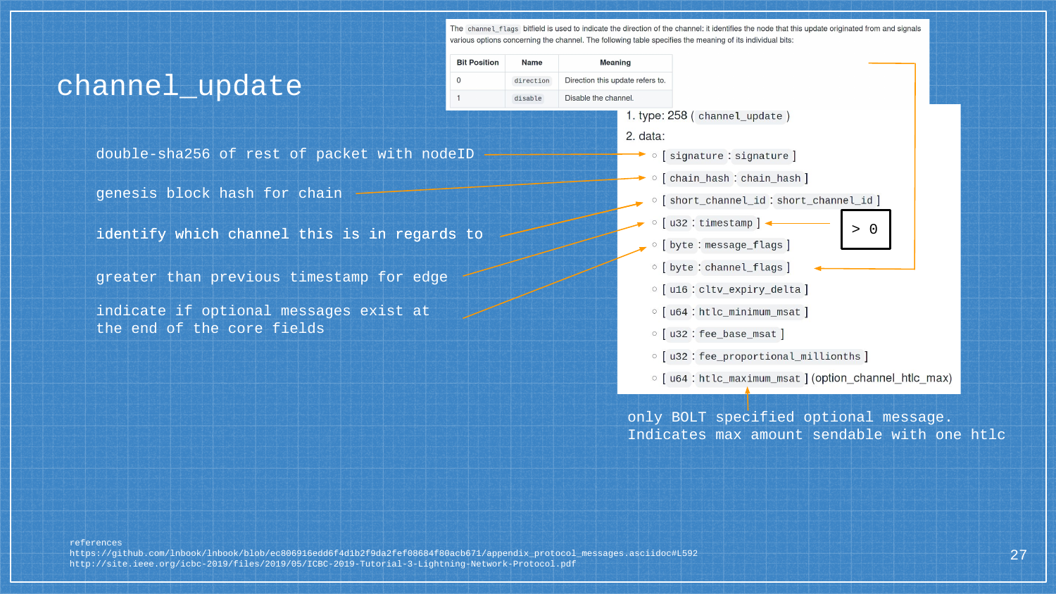# channel_update

The `channel_flags` bitfield is used to indicate the direction of the channel: it identifies the node that this update originated from and signals various options concerning the channel. The following table specifies the meaning of its individual bits:

| Bit Position | Name | Meaning |
|---|---|---|
| 0 | `direction` | Direction this update refers to. |
| 1 | `disable` | Disable the channel. |

1. type: 258 ( `channel_update` )
2. data:
   - [ `signature` : `signature` ] — double-sha256 of rest of packet with nodeID
   - [ `chain_hash` : `chain_hash` ] — genesis block hash for chain
   - [ `short_channel_id` : `short_channel_id` ] — identify which channel this is in regards to
   - [ `u32` : `timestamp` ] — greater than previous timestamp for edge (> 0)
   - [ `byte` : `message_flags` ] — indicate if optional messages exist at the end of the core fields
   - [ `byte` : `channel_flags` ]
   - [ `u16` : `cltv_expiry_delta` ]
   - [ `u64` : `htlc_minimum_msat` ]
   - [ `u32` : `fee_base_msat` ]
   - [ `u32` : `fee_proportional_millionths` ]
   - [ `u64` : `htlc_maximum_msat` ] (option_channel_htlc_max)

only BOLT specified optional message. Indicates max amount sendable with one htlc

references
https://github.com/lnbook/lnbook/blob/ec806916edd6f4d1b2f9da2fef08684f80acb671/appendix_protocol_messages.asciidoc#L592
http://site.ieee.org/icbc-2019/files/2019/05/ICBC-2019-Tutorial-3-Lightning-Network-Protocol.pdf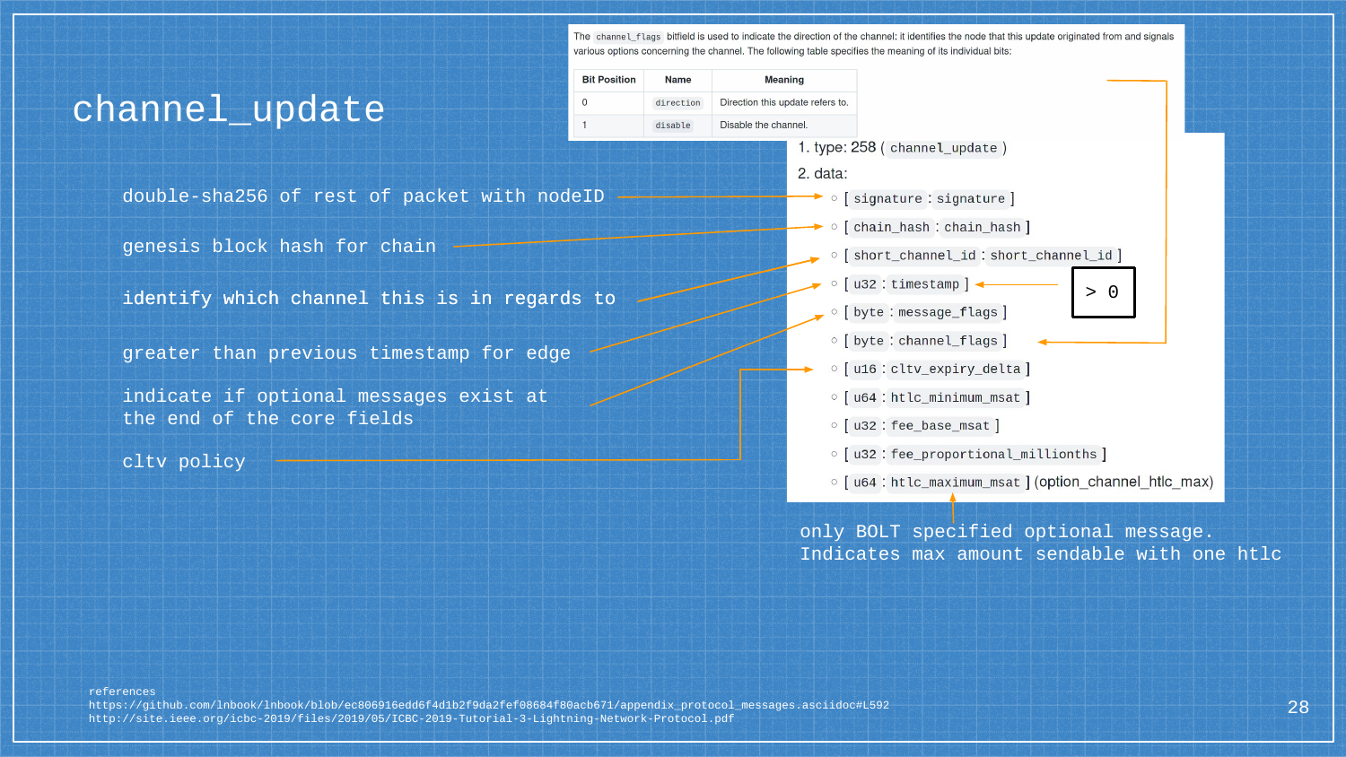# channel_update

The `channel_flags` bitfield is used to indicate the direction of the channel: it identifies the node that this update originated from and signals various options concerning the channel. The following table specifies the meaning of its individual bits:

| Bit Position | Name | Meaning |
|---|---|---|
| 0 | `direction` | Direction this update refers to. |
| 1 | `disable` | Disable the channel. |

1. type: 258 ( `channel_update` )
2. data:
   - [ `signature` : `signature` ] ← double-sha256 of rest of packet with nodeID
   - [ `chain_hash` : `chain_hash` ] ← genesis block hash for chain
   - [ `short_channel_id` : `short_channel_id` ] ← identify which channel this is in regards to
   - [ `u32` : `timestamp` ] ← greater than previous timestamp for edge; > 0
   - [ `byte` : `message_flags` ] ← indicate if optional messages exist at the end of the core fields
   - [ `byte` : `channel_flags` ]
   - [ `u16` : `cltv_expiry_delta` ] ← cltv policy
   - [ `u64` : `htlc_minimum_msat` ]
   - [ `u32` : `fee_base_msat` ]
   - [ `u32` : `fee_proportional_millionths` ]
   - [ `u64` : `htlc_maximum_msat` ] (option_channel_htlc_max) ← only BOLT specified optional message. Indicates max amount sendable with one htlc

references
https://github.com/lnbook/lnbook/blob/ec806916edd6f4d1b2f9da2fef08684f80acb671/appendix_protocol_messages.asciidoc#L592
http://site.ieee.org/icbc-2019/files/2019/05/ICBC-2019-Tutorial-3-Lightning-Network-Protocol.pdf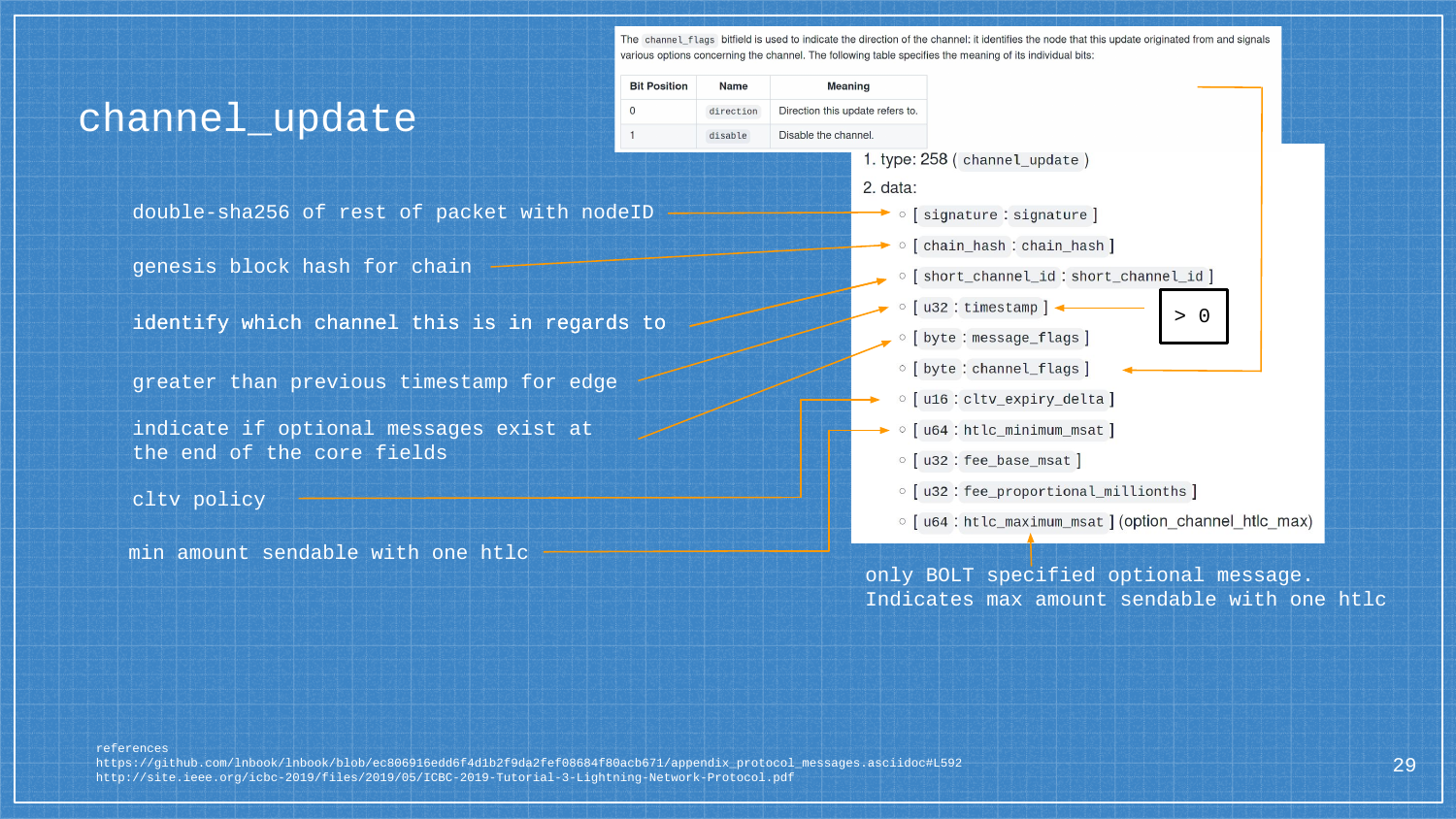# channel_update

The `channel_flags` bitfield is used to indicate the direction of the channel: it identifies the node that this update originated from and signals various options concerning the channel. The following table specifies the meaning of its individual bits:

| Bit Position | Name | Meaning |
|---|---|---|
| 0 | `direction` | Direction this update refers to. |
| 1 | `disable` | Disable the channel. |

1. type: 258 ( `channel_update` )
2. data:
   - [ `signature` : `signature` ] — double-sha256 of rest of packet with nodeID
   - [ `chain_hash` : `chain_hash` ] — genesis block hash for chain
   - [ `short_channel_id` : `short_channel_id` ] — identify which channel this is in regards to
   - [ `u32` : `timestamp` ] — greater than previous timestamp for edge; > 0
   - [ `byte` : `message_flags` ] — indicate if optional messages exist at the end of the core fields
   - [ `byte` : `channel_flags` ]
   - [ `u16` : `cltv_expiry_delta` ] — cltv policy
   - [ `u64` : `htlc_minimum_msat` ] — min amount sendable with one htlc
   - [ `u32` : `fee_base_msat` ]
   - [ `u32` : `fee_proportional_millionths` ]
   - [ `u64` : `htlc_maximum_msat` ] (option_channel_htlc_max) — only BOLT specified optional message. Indicates max amount sendable with one htlc

references
https://github.com/lnbook/lnbook/blob/ec806916edd6f4d1b2f9da2fef08684f80acb671/appendix_protocol_messages.asciidoc#L592
http://site.ieee.org/icbc-2019/files/2019/05/ICBC-2019-Tutorial-3-Lightning-Network-Protocol.pdf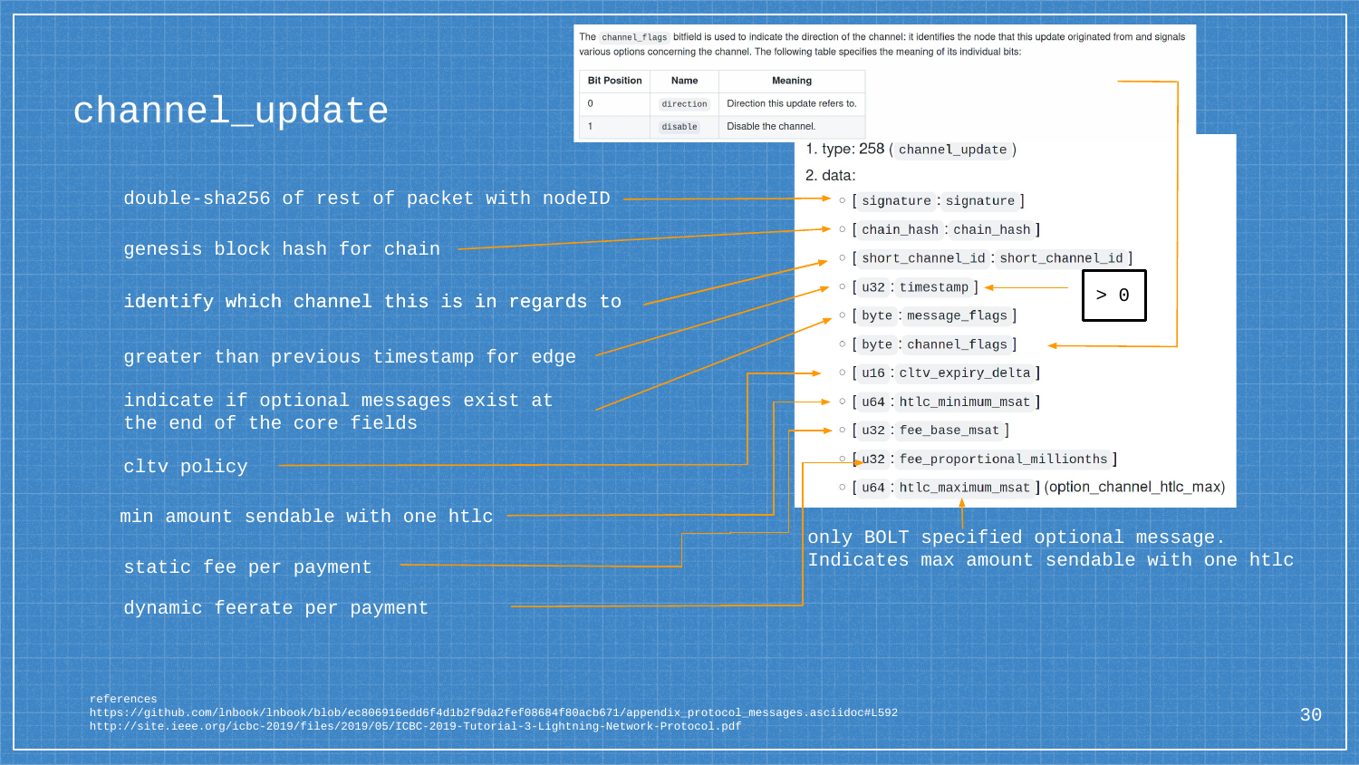# channel_update

The `channel_flags` bitfield is used to indicate the direction of the channel: it identifies the node that this update originated from and signals various options concerning the channel. The following table specifies the meaning of its individual bits:

| Bit Position | Name | Meaning |
|---|---|---|
| 0 | `direction` | Direction this update refers to. |
| 1 | `disable` | Disable the channel. |

1. type: 258 ( `channel_update` )
2. data:
   - [ `signature` : `signature` ] — double-sha256 of rest of packet with nodeID
   - [ `chain_hash` : `chain_hash` ] — genesis block hash for chain
   - [ `short_channel_id` : `short_channel_id` ] — identify which channel this is in regards to
   - [ `u32` : `timestamp` ] — greater than previous timestamp for edge (> 0)
   - [ `byte` : `message_flags` ] — indicate if optional messages exist at the end of the core fields
   - [ `byte` : `channel_flags` ]
   - [ `u16` : `cltv_expiry_delta` ] — cltv policy
   - [ `u64` : `htlc_minimum_msat` ] — min amount sendable with one htlc
   - [ `u32` : `fee_base_msat` ] — static fee per payment
   - [ `u32` : `fee_proportional_millionths` ] — dynamic feerate per payment
   - [ `u64` : `htlc_maximum_msat` ] (option_channel_htlc_max) — only BOLT specified optional message. Indicates max amount sendable with one htlc

references
https://github.com/lnbook/lnbook/blob/ec806916edd6f4d1b2f9da2fef08684f80acb671/appendix_protocol_messages.asciidoc#L592
http://site.ieee.org/icbc-2019/files/2019/05/ICBC-2019-Tutorial-3-Lightning-Network-Protocol.pdf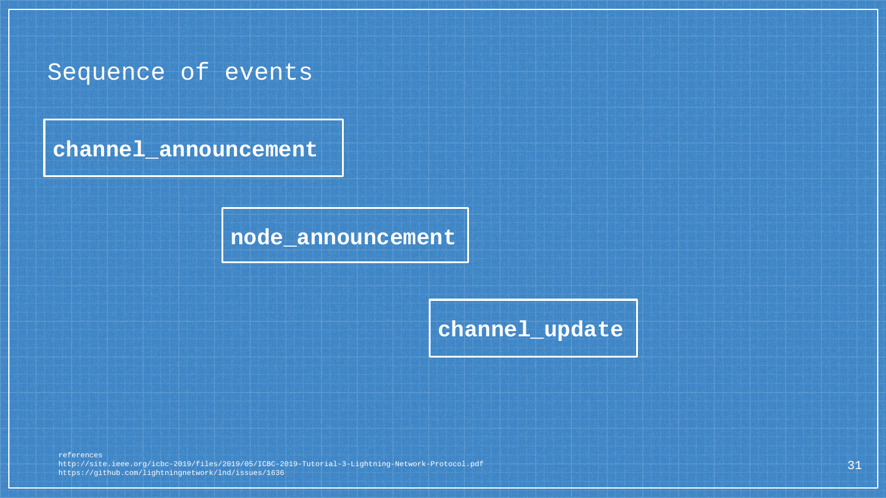# Sequence of events

**channel_announcement**

**node_announcement**

**channel_update**

references
http://site.ieee.org/icbc-2019/files/2019/05/ICBC-2019-Tutorial-3-Lightning-Network-Protocol.pdf
https://github.com/lightningnetwork/lnd/issues/1636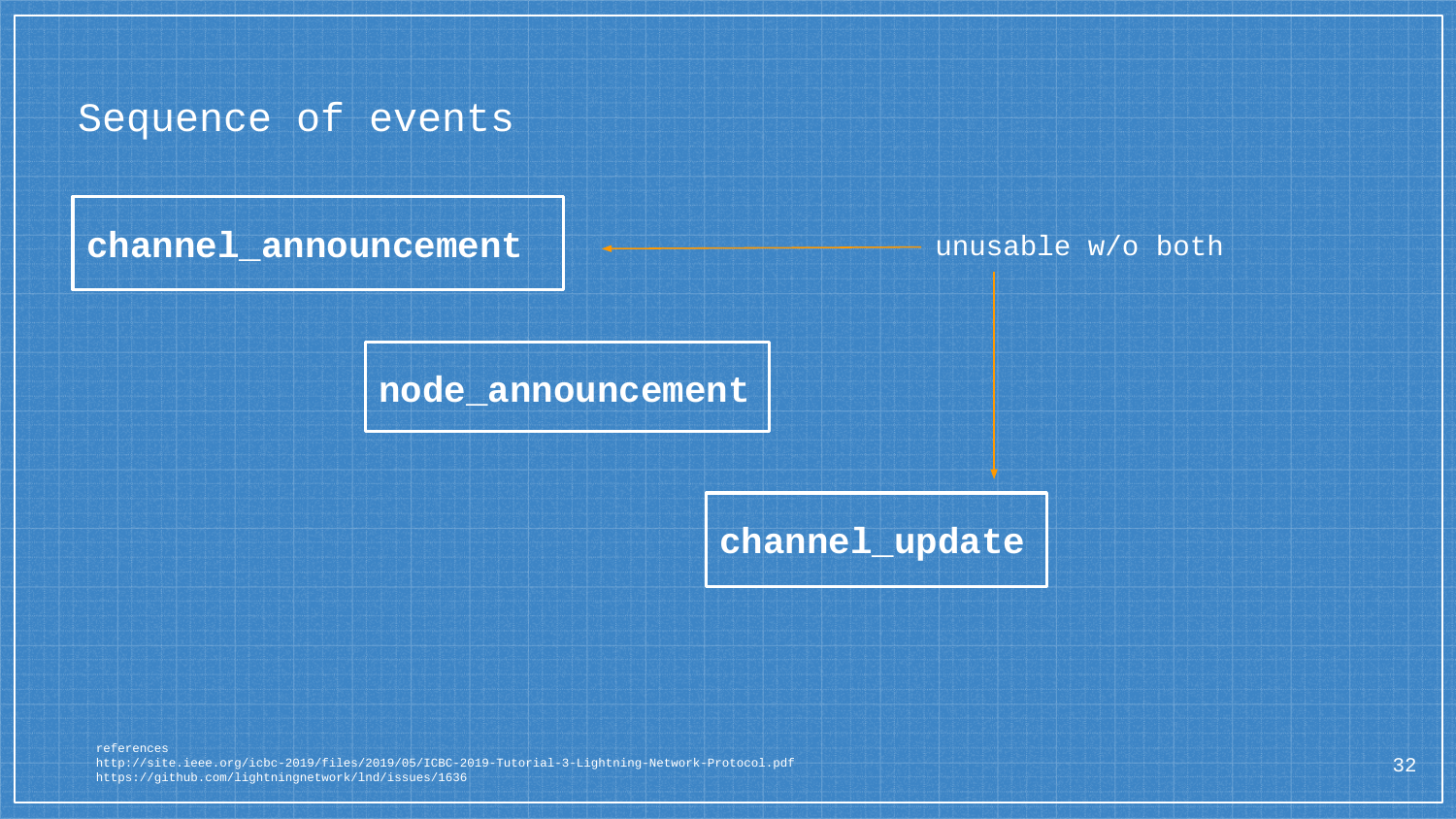# Sequence of events

**channel_announcement**

unusable w/o both

**node_announcement**

**channel_update**

references
http://site.ieee.org/icbc-2019/files/2019/05/ICBC-2019-Tutorial-3-Lightning-Network-Protocol.pdf
https://github.com/lightningnetwork/lnd/issues/1636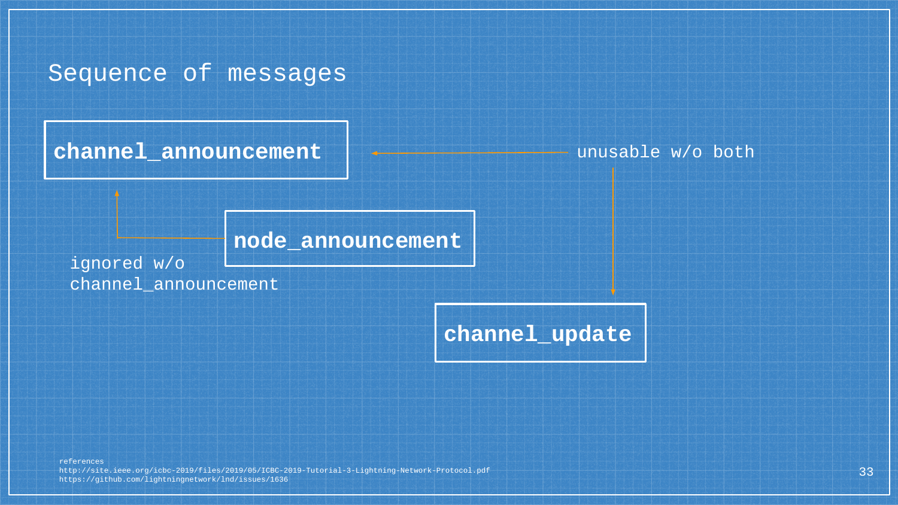# Sequence of messages

**channel_announcement**

unusable w/o both

**node_announcement**

ignored w/o channel_announcement

**channel_update**

references
http://site.ieee.org/icbc-2019/files/2019/05/ICBC-2019-Tutorial-3-Lightning-Network-Protocol.pdf
https://github.com/lightningnetwork/lnd/issues/1636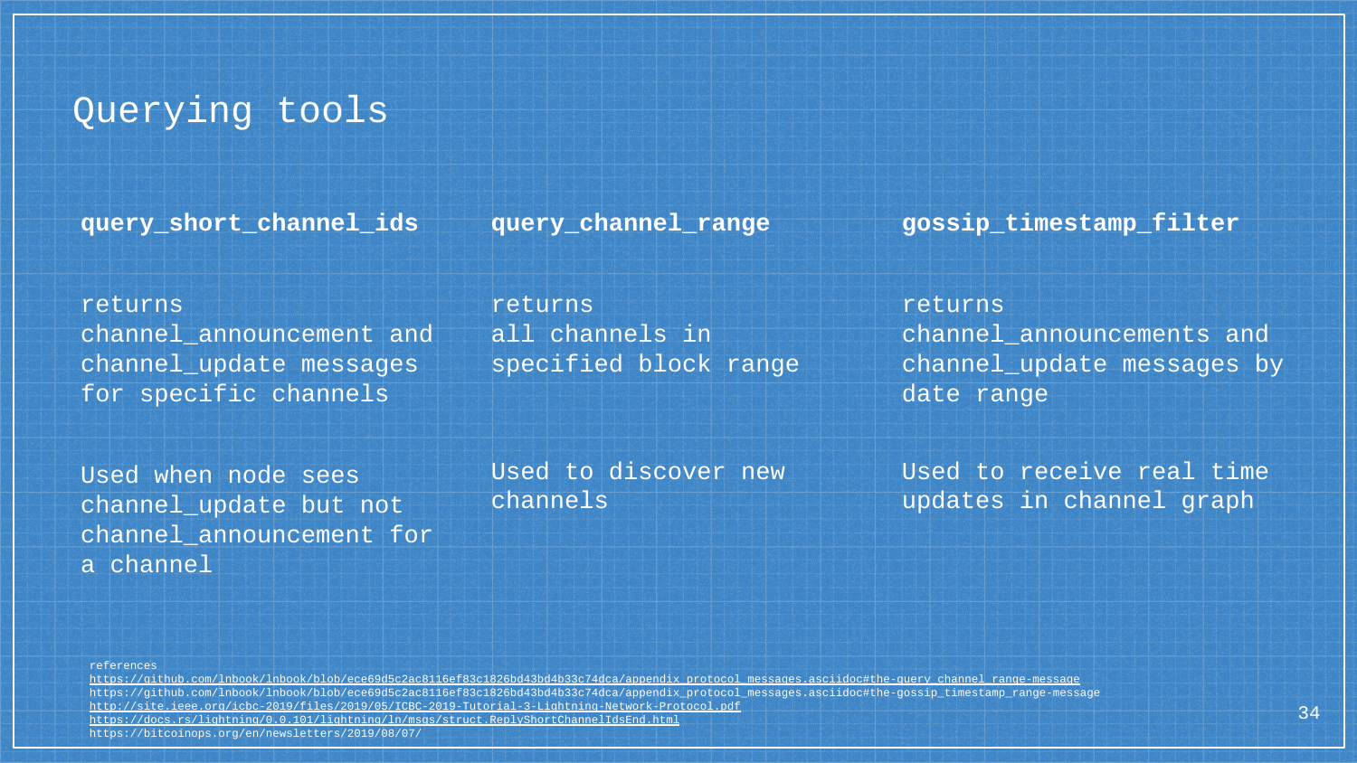# Querying tools

**query_short_channel_ids**

returns channel_announcement and channel_update messages for specific channels

Used when node sees channel_update but not channel_announcement for a channel

**query_channel_range**

returns all channels in specified block range

Used to discover new channels

**gossip_timestamp_filter**

returns channel_announcements and channel_update messages by date range

Used to receive real time updates in channel graph

references
https://github.com/lnbook/lnbook/blob/ece69d5c2ac8116ef83c1826bd43bd4b33c74dca/appendix_protocol_messages.asciidoc#the-query_channel_range-message
https://github.com/lnbook/lnbook/blob/ece69d5c2ac8116ef83c1826bd43bd4b33c74dca/appendix_protocol_messages.asciidoc#the-gossip_timestamp_range-message
http://site.ieee.org/icbc-2019/files/2019/05/ICBC-2019-Tutorial-3-Lightning-Network-Protocol.pdf
https://docs.rs/lightning/0.0.101/lightning/ln/msgs/struct.ReplyShortChannelIdsEnd.html
https://bitcoinops.org/en/newsletters/2019/08/07/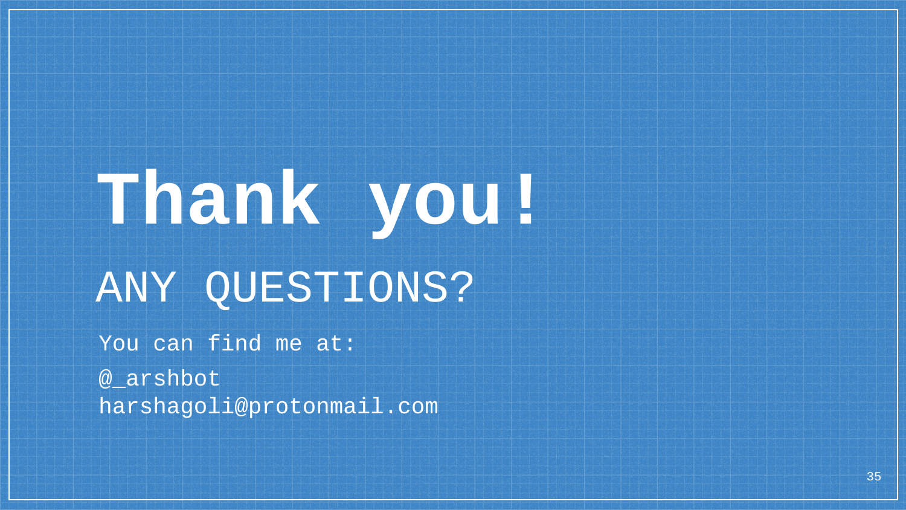# Thank you!

## ANY QUESTIONS?

You can find me at:

@_arshbot
harshagoli@protonmail.com